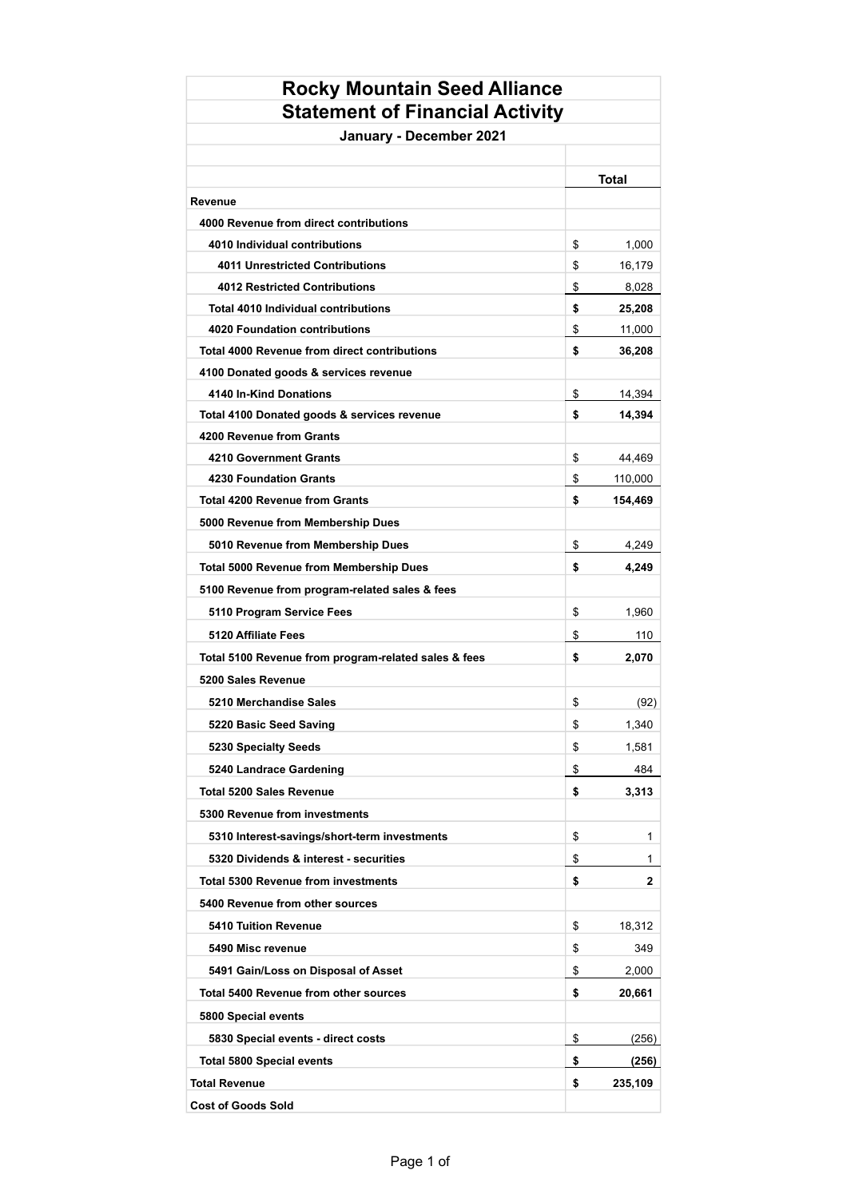# Rocky Mountain Seed Alliance
# Statement of Financial Activity
### January - December 2021

| | Total |
|---|---|
| **Revenue** | |
| **4000 Revenue from direct contributions** | |
| **4010 Individual contributions** | $ 1,000 |
| **4011 Unrestricted Contributions** | $ 16,179 |
| **4012 Restricted Contributions** | $ 8,028 |
| **Total 4010 Individual contributions** | **$ 25,208** |
| **4020 Foundation contributions** | $ 11,000 |
| **Total 4000 Revenue from direct contributions** | **$ 36,208** |
| **4100 Donated goods & services revenue** | |
| **4140 In-Kind Donations** | $ 14,394 |
| **Total 4100 Donated goods & services revenue** | **$ 14,394** |
| **4200 Revenue from Grants** | |
| **4210 Government Grants** | $ 44,469 |
| **4230 Foundation Grants** | $ 110,000 |
| **Total 4200 Revenue from Grants** | **$ 154,469** |
| **5000 Revenue from Membership Dues** | |
| **5010 Revenue from Membership Dues** | $ 4,249 |
| **Total 5000 Revenue from Membership Dues** | **$ 4,249** |
| **5100 Revenue from program-related sales & fees** | |
| **5110 Program Service Fees** | $ 1,960 |
| **5120 Affiliate Fees** | $ 110 |
| **Total 5100 Revenue from program-related sales & fees** | **$ 2,070** |
| **5200 Sales Revenue** | |
| **5210 Merchandise Sales** | $ (92) |
| **5220 Basic Seed Saving** | $ 1,340 |
| **5230 Specialty Seeds** | $ 1,581 |
| **5240 Landrace Gardening** | $ 484 |
| **Total 5200 Sales Revenue** | **$ 3,313** |
| **5300 Revenue from investments** | |
| **5310 Interest-savings/short-term investments** | $ 1 |
| **5320 Dividends & interest - securities** | $ 1 |
| **Total 5300 Revenue from investments** | **$ 2** |
| **5400 Revenue from other sources** | |
| **5410 Tuition Revenue** | $ 18,312 |
| **5490 Misc revenue** | $ 349 |
| **5491 Gain/Loss on Disposal of Asset** | $ 2,000 |
| **Total 5400 Revenue from other sources** | **$ 20,661** |
| **5800 Special events** | |
| **5830 Special events - direct costs** | $ (256) |
| **Total 5800 Special events** | **$ (256)** |
| **Total Revenue** | **$ 235,109** |
| **Cost of Goods Sold** | |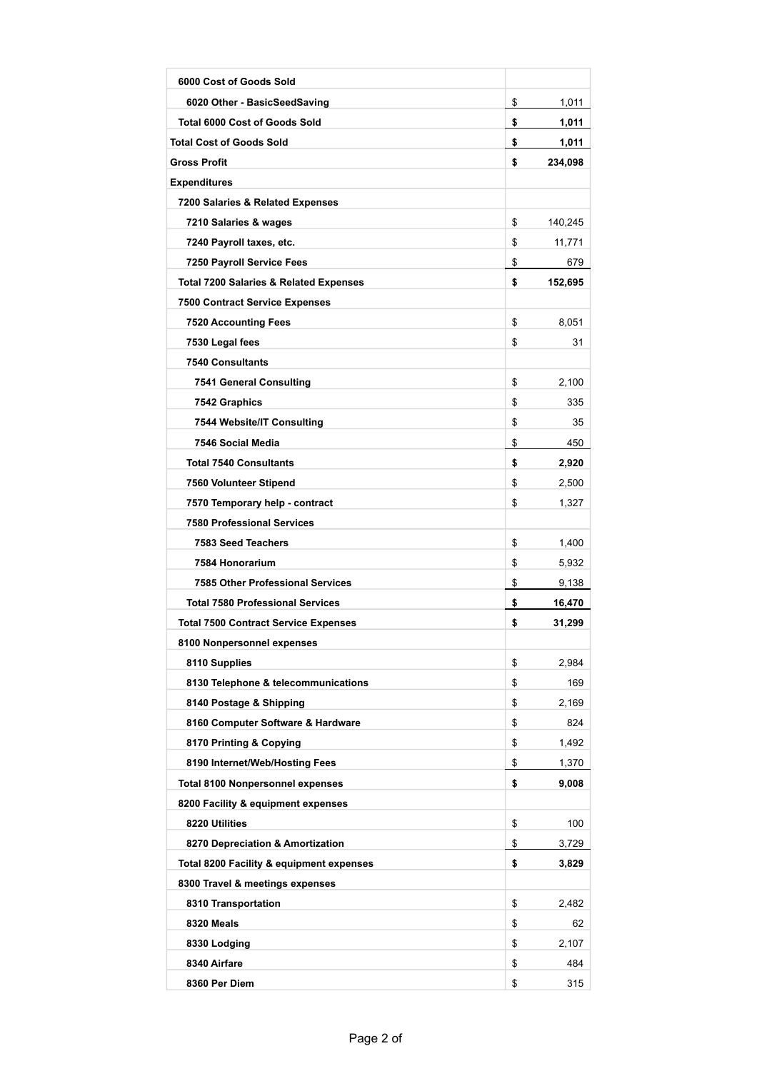| | |
|---|---|
| **6000 Cost of Goods Sold** | |
| **6020 Other - BasicSeedSaving** | $ 1,011 |
| **Total 6000 Cost of Goods Sold** | **$ 1,011** |
| **Total Cost of Goods Sold** | **$ 1,011** |
| **Gross Profit** | **$ 234,098** |
| **Expenditures** | |
| **7200 Salaries & Related Expenses** | |
| **7210 Salaries & wages** | $ 140,245 |
| **7240 Payroll taxes, etc.** | $ 11,771 |
| **7250 Payroll Service Fees** | $ 679 |
| **Total 7200 Salaries & Related Expenses** | **$ 152,695** |
| **7500 Contract Service Expenses** | |
| **7520 Accounting Fees** | $ 8,051 |
| **7530 Legal fees** | $ 31 |
| **7540 Consultants** | |
| **7541 General Consulting** | $ 2,100 |
| **7542 Graphics** | $ 335 |
| **7544 Website/IT Consulting** | $ 35 |
| **7546 Social Media** | $ 450 |
| **Total 7540 Consultants** | **$ 2,920** |
| **7560 Volunteer Stipend** | $ 2,500 |
| **7570 Temporary help - contract** | $ 1,327 |
| **7580 Professional Services** | |
| **7583 Seed Teachers** | $ 1,400 |
| **7584 Honorarium** | $ 5,932 |
| **7585 Other Professional Services** | $ 9,138 |
| **Total 7580 Professional Services** | **$ 16,470** |
| **Total 7500 Contract Service Expenses** | **$ 31,299** |
| **8100 Nonpersonnel expenses** | |
| **8110 Supplies** | $ 2,984 |
| **8130 Telephone & telecommunications** | $ 169 |
| **8140 Postage & Shipping** | $ 2,169 |
| **8160 Computer Software & Hardware** | $ 824 |
| **8170 Printing & Copying** | $ 1,492 |
| **8190 Internet/Web/Hosting Fees** | $ 1,370 |
| **Total 8100 Nonpersonnel expenses** | **$ 9,008** |
| **8200 Facility & equipment expenses** | |
| **8220 Utilities** | $ 100 |
| **8270 Depreciation & Amortization** | $ 3,729 |
| **Total 8200 Facility & equipment expenses** | **$ 3,829** |
| **8300 Travel & meetings expenses** | |
| **8310 Transportation** | $ 2,482 |
| **8320 Meals** | $ 62 |
| **8330 Lodging** | $ 2,107 |
| **8340 Airfare** | $ 484 |
| **8360 Per Diem** | $ 315 |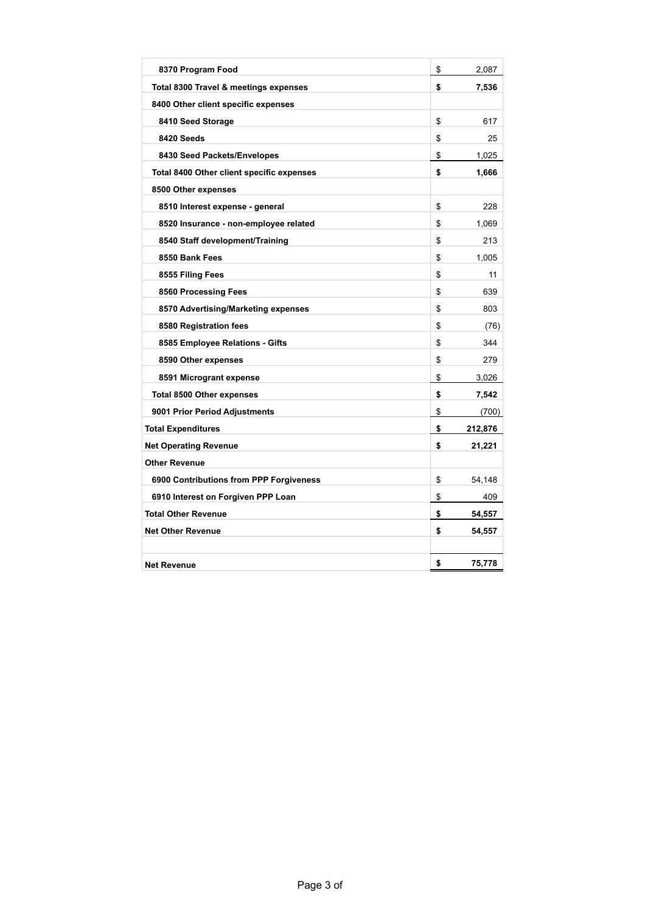| | |
|---|---|
| 8370 Program Food | $ 2,087 |
| **Total 8300 Travel & meetings expenses** | **$ 7,536** |
| **8400 Other client specific expenses** | |
| 8410 Seed Storage | $ 617 |
| 8420 Seeds | $ 25 |
| 8430 Seed Packets/Envelopes | $ 1,025 |
| **Total 8400 Other client specific expenses** | **$ 1,666** |
| **8500 Other expenses** | |
| 8510 Interest expense - general | $ 228 |
| 8520 Insurance - non-employee related | $ 1,069 |
| 8540 Staff development/Training | $ 213 |
| 8550 Bank Fees | $ 1,005 |
| 8555 Filing Fees | $ 11 |
| 8560 Processing Fees | $ 639 |
| 8570 Advertising/Marketing expenses | $ 803 |
| 8580 Registration fees | $ (76) |
| 8585 Employee Relations - Gifts | $ 344 |
| 8590 Other expenses | $ 279 |
| 8591 Microgrant expense | $ 3,026 |
| **Total 8500 Other expenses** | **$ 7,542** |
| 9001 Prior Period Adjustments | $ (700) |
| **Total Expenditures** | **$ 212,876** |
| **Net Operating Revenue** | **$ 21,221** |
| **Other Revenue** | |
| 6900 Contributions from PPP Forgiveness | $ 54,148 |
| 6910 Interest on Forgiven PPP Loan | $ 409 |
| **Total Other Revenue** | **$ 54,557** |
| **Net Other Revenue** | **$ 54,557** |
| | |
| **Net Revenue** | **$ 75,778** |